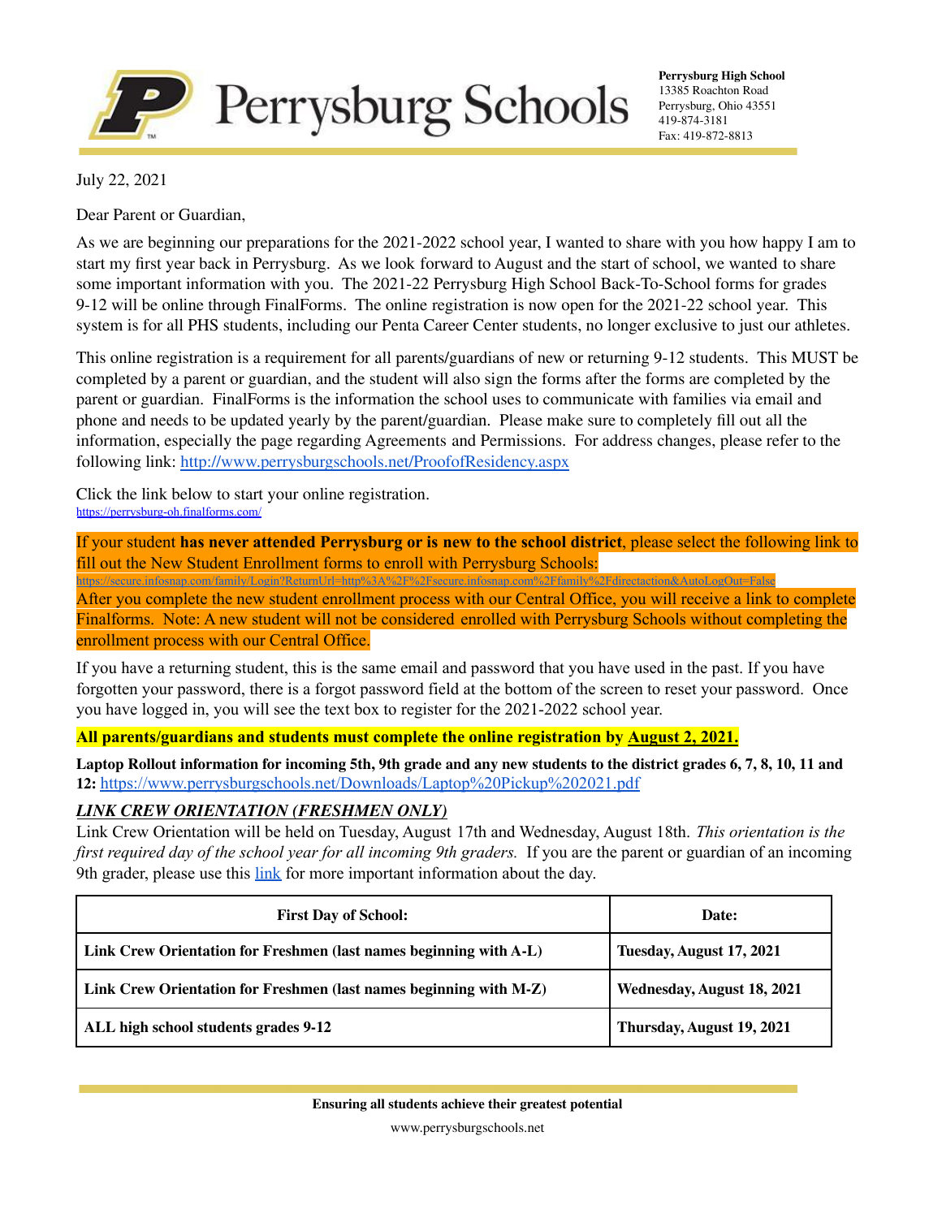**Perrysburg Schools**

**Perrysburg High School**
13385 Roachton Road
Perrysburg, Ohio 43551
419-874-3181
Fax: 419-872-8813

July 22, 2021

Dear Parent or Guardian,

As we are beginning our preparations for the 2021-2022 school year, I wanted to share with you how happy I am to start my first year back in Perrysburg. As we look forward to August and the start of school, we wanted to share some important information with you. The 2021-22 Perrysburg High School Back-To-School forms for grades 9-12 will be online through FinalForms. The online registration is now open for the 2021-22 school year. This system is for all PHS students, including our Penta Career Center students, no longer exclusive to just our athletes.

This online registration is a requirement for all parents/guardians of new or returning 9-12 students. This MUST be completed by a parent or guardian, and the student will also sign the forms after the forms are completed by the parent or guardian. FinalForms is the information the school uses to communicate with families via email and phone and needs to be updated yearly by the parent/guardian. Please make sure to completely fill out all the information, especially the page regarding Agreements and Permissions. For address changes, please refer to the following link: http://www.perrysburgschools.net/ProofofResidency.aspx

Click the link below to start your online registration.
https://perrysburg-oh.finalforms.com/

If your student **has never attended Perrysburg or is new to the school district**, please select the following link to fill out the New Student Enrollment forms to enroll with Perrysburg Schools:
https://secure.infosnap.com/family/Login?ReturnUrl=http%3A%2F%2Fsecure.infosnap.com%2Ffamily%2Fdirectaction&AutoLogOut=False
After you complete the new student enrollment process with our Central Office, you will receive a link to complete Finalforms. Note: A new student will not be considered enrolled with Perrysburg Schools without completing the enrollment process with our Central Office.

If you have a returning student, this is the same email and password that you have used in the past. If you have forgotten your password, there is a forgot password field at the bottom of the screen to reset your password. Once you have logged in, you will see the text box to register for the 2021-2022 school year.

**All parents/guardians and students must complete the online registration by August 2, 2021.**

**Laptop Rollout information for incoming 5th, 9th grade and any new students to the district grades 6, 7, 8, 10, 11 and 12:** https://www.perrysburgschools.net/Downloads/Laptop%20Pickup%202021.pdf

***LINK CREW ORIENTATION (FRESHMEN ONLY)***

Link Crew Orientation will be held on Tuesday, August 17th and Wednesday, August 18th. *This orientation is the first required day of the school year for all incoming 9th graders.* If you are the parent or guardian of an incoming 9th grader, please use this link for more important information about the day.

| First Day of School: | Date: |
|---|---|
| **Link Crew Orientation for Freshmen (last names beginning with A-L)** | **Tuesday, August 17, 2021** |
| **Link Crew Orientation for Freshmen (last names beginning with M-Z)** | **Wednesday, August 18, 2021** |
| **ALL high school students grades 9-12** | **Thursday, August 19, 2021** |

**Ensuring all students achieve their greatest potential**

www.perrysburgschools.net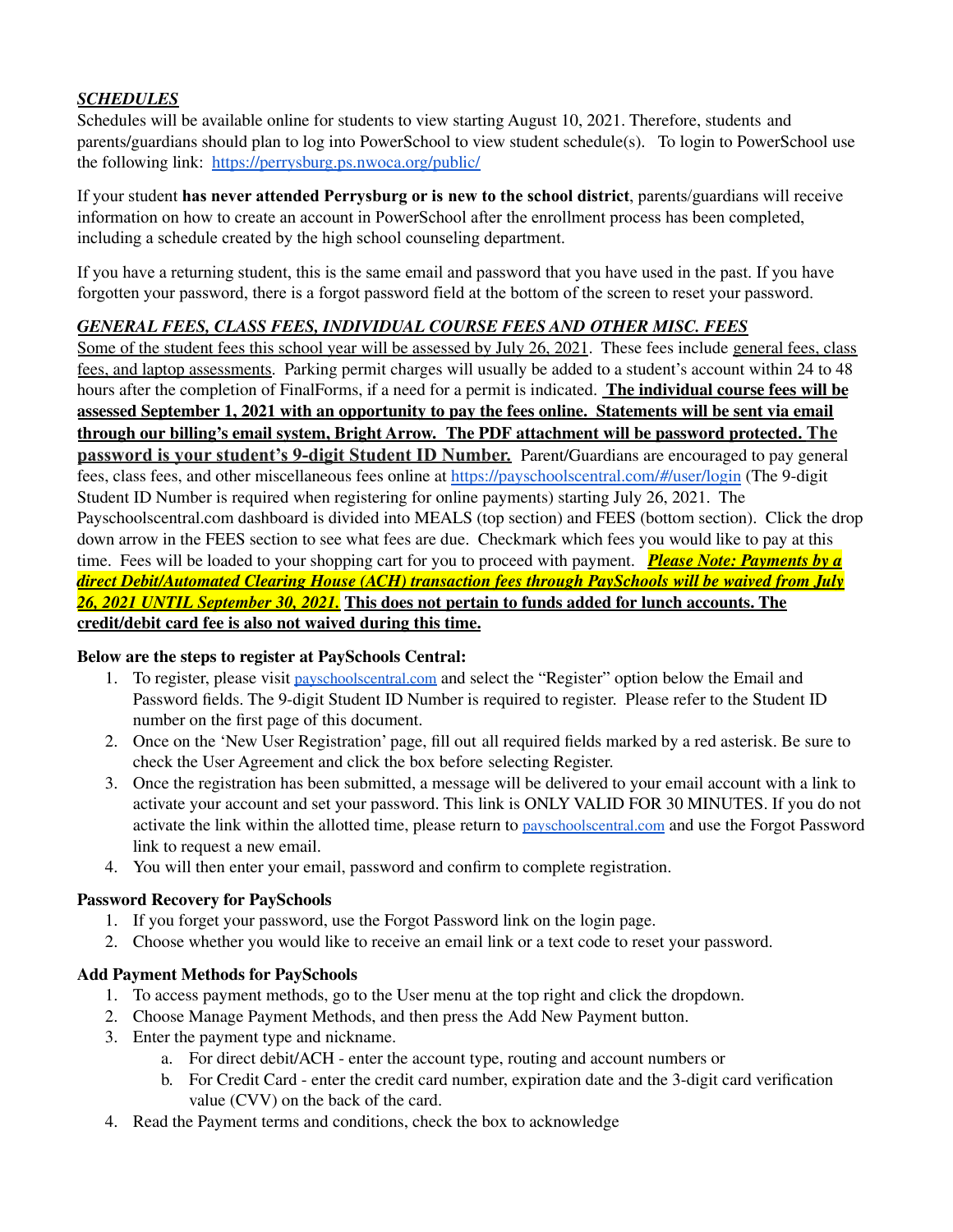***SCHEDULES***

Schedules will be available online for students to view starting August 10, 2021. Therefore, students and parents/guardians should plan to log into PowerSchool to view student schedule(s). To login to PowerSchool use the following link: [https://perrysburg.ps.nwoca.org/public/](https://perrysburg.ps.nwoca.org/public/)

If your student **has never attended Perrysburg or is new to the school district**, parents/guardians will receive information on how to create an account in PowerSchool after the enrollment process has been completed, including a schedule created by the high school counseling department.

If you have a returning student, this is the same email and password that you have used in the past. If you have forgotten your password, there is a forgot password field at the bottom of the screen to reset your password.

***GENERAL FEES, CLASS FEES, INDIVIDUAL COURSE FEES AND OTHER MISC. FEES***

Some of the student fees this school year will be assessed by July 26, 2021. These fees include general fees, class fees, and laptop assessments. Parking permit charges will usually be added to a student's account within 24 to 48 hours after the completion of FinalForms, if a need for a permit is indicated. **The individual course fees will be assessed September 1, 2021 with an opportunity to pay the fees online. Statements will be sent via email through our billing's email system, Bright Arrow. The PDF attachment will be password protected. The password is your student's 9-digit Student ID Number.** Parent/Guardians are encouraged to pay general fees, class fees, and other miscellaneous fees online at [https://payschoolscentral.com/#/user/login](https://payschoolscentral.com/#/user/login) (The 9-digit Student ID Number is required when registering for online payments) starting July 26, 2021. The Payschoolscentral.com dashboard is divided into MEALS (top section) and FEES (bottom section). Click the drop down arrow in the FEES section to see what fees are due. Checkmark which fees you would like to pay at this time. Fees will be loaded to your shopping cart for you to proceed with payment. ***Please Note: Payments by a direct Debit/Automated Clearing House (ACH) transaction fees through PaySchools will be waived from July 26, 2021 UNTIL September 30, 2021.*** **This does not pertain to funds added for lunch accounts. The credit/debit card fee is also not waived during this time.**

**Below are the steps to register at PaySchools Central:**

1. To register, please visit [payschoolscentral.com](https://payschoolscentral.com) and select the "Register" option below the Email and Password fields. The 9-digit Student ID Number is required to register. Please refer to the Student ID number on the first page of this document.
2. Once on the 'New User Registration' page, fill out all required fields marked by a red asterisk. Be sure to check the User Agreement and click the box before selecting Register.
3. Once the registration has been submitted, a message will be delivered to your email account with a link to activate your account and set your password. This link is ONLY VALID FOR 30 MINUTES. If you do not activate the link within the allotted time, please return to [payschoolscentral.com](https://payschoolscentral.com) and use the Forgot Password link to request a new email.
4. You will then enter your email, password and confirm to complete registration.

**Password Recovery for PaySchools**

1. If you forget your password, use the Forgot Password link on the login page.
2. Choose whether you would like to receive an email link or a text code to reset your password.

**Add Payment Methods for PaySchools**

1. To access payment methods, go to the User menu at the top right and click the dropdown.
2. Choose Manage Payment Methods, and then press the Add New Payment button.
3. Enter the payment type and nickname.
   a. For direct debit/ACH - enter the account type, routing and account numbers or
   b. For Credit Card - enter the credit card number, expiration date and the 3-digit card verification value (CVV) on the back of the card.
4. Read the Payment terms and conditions, check the box to acknowledge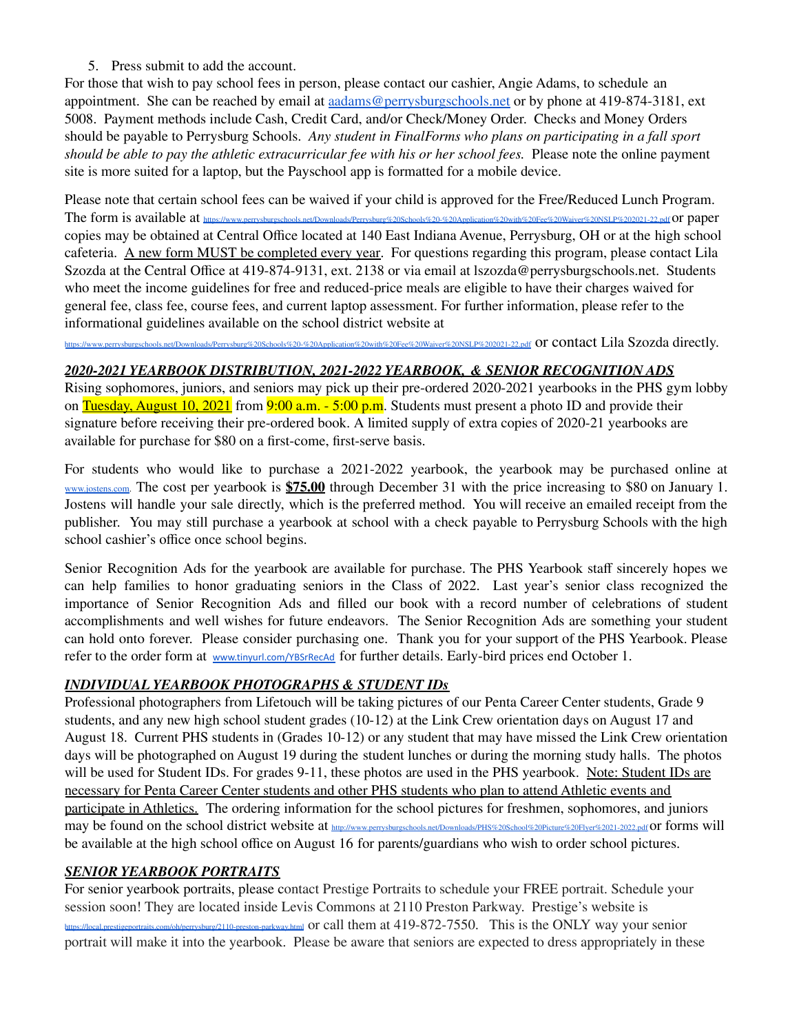5. Press submit to add the account.

For those that wish to pay school fees in person, please contact our cashier, Angie Adams, to schedule an appointment. She can be reached by email at aadams@perrysburgschools.net or by phone at 419-874-3181, ext 5008. Payment methods include Cash, Credit Card, and/or Check/Money Order. Checks and Money Orders should be payable to Perrysburg Schools. *Any student in FinalForms who plans on participating in a fall sport should be able to pay the athletic extracurricular fee with his or her school fees.* Please note the online payment site is more suited for a laptop, but the Payschool app is formatted for a mobile device.

Please note that certain school fees can be waived if your child is approved for the Free/Reduced Lunch Program. The form is available at https://www.perrysburgschools.net/Downloads/Perrysburg%20Schools%20-%20Application%20with%20Fee%20Waiver%20NSLP%202021-22.pdf or paper copies may be obtained at Central Office located at 140 East Indiana Avenue, Perrysburg, OH or at the high school cafeteria. A new form MUST be completed every year. For questions regarding this program, please contact Lila Szozda at the Central Office at 419-874-9131, ext. 2138 or via email at lszozda@perrysburgschools.net. Students who meet the income guidelines for free and reduced-price meals are eligible to have their charges waived for general fee, class fee, course fees, and current laptop assessment. For further information, please refer to the informational guidelines available on the school district website at https://www.perrysburgschools.net/Downloads/Perrysburg%20Schools%20-%20Application%20with%20Fee%20Waiver%20NSLP%202021-22.pdf or contact Lila Szozda directly.

***2020-2021 YEARBOOK DISTRIBUTION, 2021-2022 YEARBOOK, & SENIOR RECOGNITION ADS***

Rising sophomores, juniors, and seniors may pick up their pre-ordered 2020-2021 yearbooks in the PHS gym lobby on Tuesday, August 10, 2021 from 9:00 a.m. - 5:00 p.m. Students must present a photo ID and provide their signature before receiving their pre-ordered book. A limited supply of extra copies of 2020-21 yearbooks are available for purchase for $80 on a first-come, first-serve basis.

For students who would like to purchase a 2021-2022 yearbook, the yearbook may be purchased online at www.jostens.com. The cost per yearbook is **$75.00** through December 31 with the price increasing to $80 on January 1. Jostens will handle your sale directly, which is the preferred method. You will receive an emailed receipt from the publisher. You may still purchase a yearbook at school with a check payable to Perrysburg Schools with the high school cashier's office once school begins.

Senior Recognition Ads for the yearbook are available for purchase. The PHS Yearbook staff sincerely hopes we can help families to honor graduating seniors in the Class of 2022. Last year's senior class recognized the importance of Senior Recognition Ads and filled our book with a record number of celebrations of student accomplishments and well wishes for future endeavors. The Senior Recognition Ads are something your student can hold onto forever. Please consider purchasing one. Thank you for your support of the PHS Yearbook. Please refer to the order form at www.tinyurl.com/YBSrRecAd for further details. Early-bird prices end October 1.

***INDIVIDUAL YEARBOOK PHOTOGRAPHS & STUDENT IDs***

Professional photographers from Lifetouch will be taking pictures of our Penta Career Center students, Grade 9 students, and any new high school student grades (10-12) at the Link Crew orientation days on August 17 and August 18. Current PHS students in (Grades 10-12) or any student that may have missed the Link Crew orientation days will be photographed on August 19 during the student lunches or during the morning study halls. The photos will be used for Student IDs. For grades 9-11, these photos are used in the PHS yearbook. Note: Student IDs are necessary for Penta Career Center students and other PHS students who plan to attend Athletic events and participate in Athletics. The ordering information for the school pictures for freshmen, sophomores, and juniors may be found on the school district website at http://www.perrysburgschools.net/Downloads/PHS%20School%20Picture%20Flyer%2021-2022.pdf or forms will be available at the high school office on August 16 for parents/guardians who wish to order school pictures.

***SENIOR YEARBOOK PORTRAITS***

For senior yearbook portraits, please contact Prestige Portraits to schedule your FREE portrait. Schedule your session soon! They are located inside Levis Commons at 2110 Preston Parkway. Prestige's website is https://local.prestigeportraits.com/oh/perrysburg/2110-preston-parkway.html or call them at 419-872-7550. This is the ONLY way your senior portrait will make it into the yearbook. Please be aware that seniors are expected to dress appropriately in these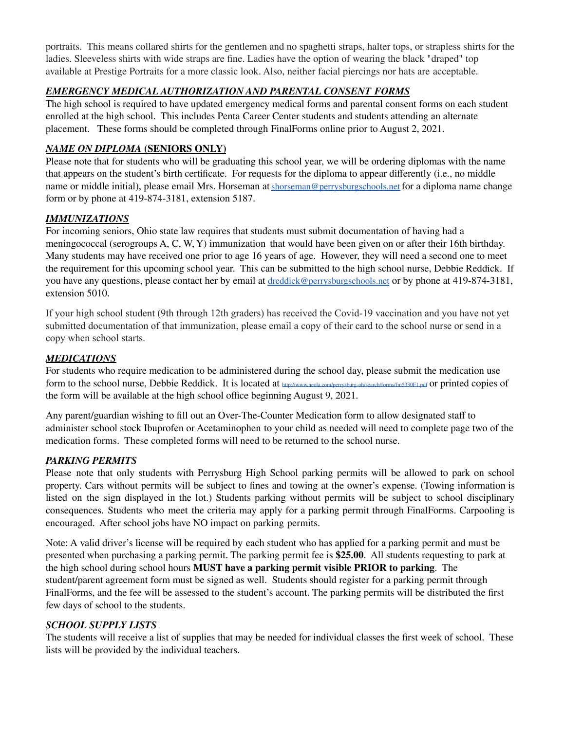portraits. This means collared shirts for the gentlemen and no spaghetti straps, halter tops, or strapless shirts for the ladies. Sleeveless shirts with wide straps are fine. Ladies have the option of wearing the black "draped" top available at Prestige Portraits for a more classic look. Also, neither facial piercings nor hats are acceptable.

### ***EMERGENCY MEDICAL AUTHORIZATION AND PARENTAL CONSENT FORMS***

The high school is required to have updated emergency medical forms and parental consent forms on each student enrolled at the high school. This includes Penta Career Center students and students attending an alternate placement. These forms should be completed through FinalForms online prior to August 2, 2021.

### ***NAME ON DIPLOMA* (SENIORS ONLY)**

Please note that for students who will be graduating this school year, we will be ordering diplomas with the name that appears on the student's birth certificate. For requests for the diploma to appear differently (i.e., no middle name or middle initial), please email Mrs. Horseman at shorseman@perrysburgschools.net for a diploma name change form or by phone at 419-874-3181, extension 5187.

### ***IMMUNIZATIONS***

For incoming seniors, Ohio state law requires that students must submit documentation of having had a meningococcal (serogroups A, C, W, Y) immunization that would have been given on or after their 16th birthday. Many students may have received one prior to age 16 years of age. However, they will need a second one to meet the requirement for this upcoming school year. This can be submitted to the high school nurse, Debbie Reddick. If you have any questions, please contact her by email at dreddick@perrysburgschools.net or by phone at 419-874-3181, extension 5010.

If your high school student (9th through 12th graders) has received the Covid-19 vaccination and you have not yet submitted documentation of that immunization, please email a copy of their card to the school nurse or send in a copy when school starts.

### ***MEDICATIONS***

For students who require medication to be administered during the school day, please submit the medication use form to the school nurse, Debbie Reddick. It is located at http://www.neola.com/perrysburg-oh/search/forms/fm5330F1.pdf or printed copies of the form will be available at the high school office beginning August 9, 2021.

Any parent/guardian wishing to fill out an Over-The-Counter Medication form to allow designated staff to administer school stock Ibuprofen or Acetaminophen to your child as needed will need to complete page two of the medication forms. These completed forms will need to be returned to the school nurse.

### ***PARKING PERMITS***

Please note that only students with Perrysburg High School parking permits will be allowed to park on school property. Cars without permits will be subject to fines and towing at the owner's expense. (Towing information is listed on the sign displayed in the lot.) Students parking without permits will be subject to school disciplinary consequences. Students who meet the criteria may apply for a parking permit through FinalForms. Carpooling is encouraged. After school jobs have NO impact on parking permits.

Note: A valid driver's license will be required by each student who has applied for a parking permit and must be presented when purchasing a parking permit. The parking permit fee is **$25.00**. All students requesting to park at the high school during school hours **MUST have a parking permit visible PRIOR to parking**. The student/parent agreement form must be signed as well. Students should register for a parking permit through FinalForms, and the fee will be assessed to the student's account. The parking permits will be distributed the first few days of school to the students.

### ***SCHOOL SUPPLY LISTS***

The students will receive a list of supplies that may be needed for individual classes the first week of school. These lists will be provided by the individual teachers.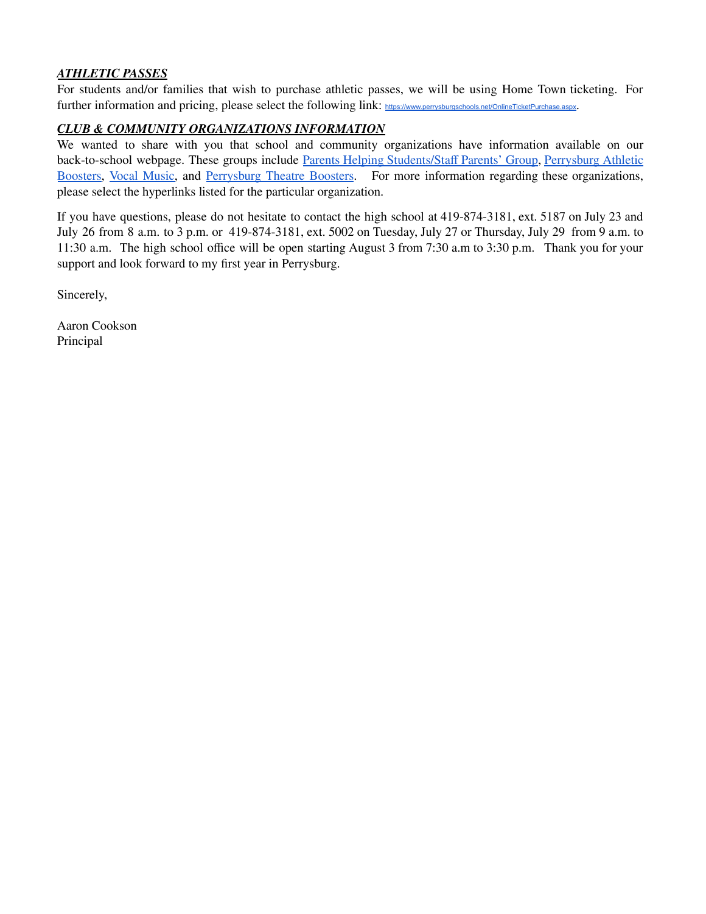***ATHLETIC PASSES***

For students and/or families that wish to purchase athletic passes, we will be using Home Town ticketing. For further information and pricing, please select the following link: https://www.perrysburgschools.net/OnlineTicketPurchase.aspx.

***CLUB & COMMUNITY ORGANIZATIONS INFORMATION***

We wanted to share with you that school and community organizations have information available on our back-to-school webpage. These groups include Parents Helping Students/Staff Parents' Group, Perrysburg Athletic Boosters, Vocal Music, and Perrysburg Theatre Boosters. For more information regarding these organizations, please select the hyperlinks listed for the particular organization.

If you have questions, please do not hesitate to contact the high school at 419-874-3181, ext. 5187 on July 23 and July 26 from 8 a.m. to 3 p.m. or 419-874-3181, ext. 5002 on Tuesday, July 27 or Thursday, July 29 from 9 a.m. to 11:30 a.m. The high school office will be open starting August 3 from 7:30 a.m to 3:30 p.m. Thank you for your support and look forward to my first year in Perrysburg.

Sincerely,

Aaron Cookson
Principal